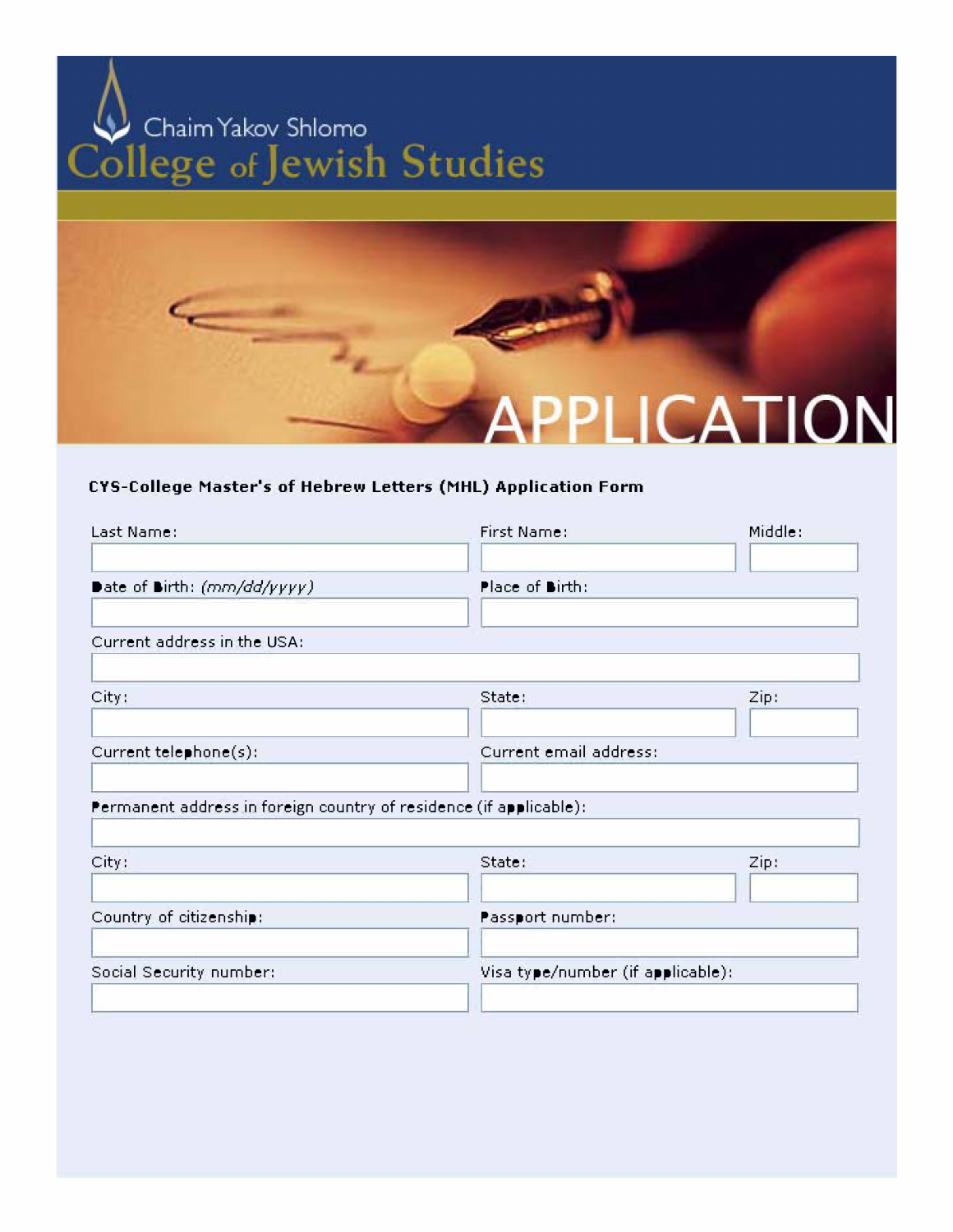Chaim Yakov Shlomo

# College of Jewish Studies

# APPLICATION

**CYS-College Master's of Hebrew Letters (MHL) Application Form**

Last Name:

First Name:

Middle:

Date of Birth: *(mm/dd/yyyy)*

Place of Birth:

Current address in the USA:

City:

State:

Zip:

Current telephone(s):

Current email address:

Permanent address in foreign country of residence (if applicable):

City:

State:

Zip:

Country of citizenship:

Passport number:

Social Security number:

Visa type/number (if applicable):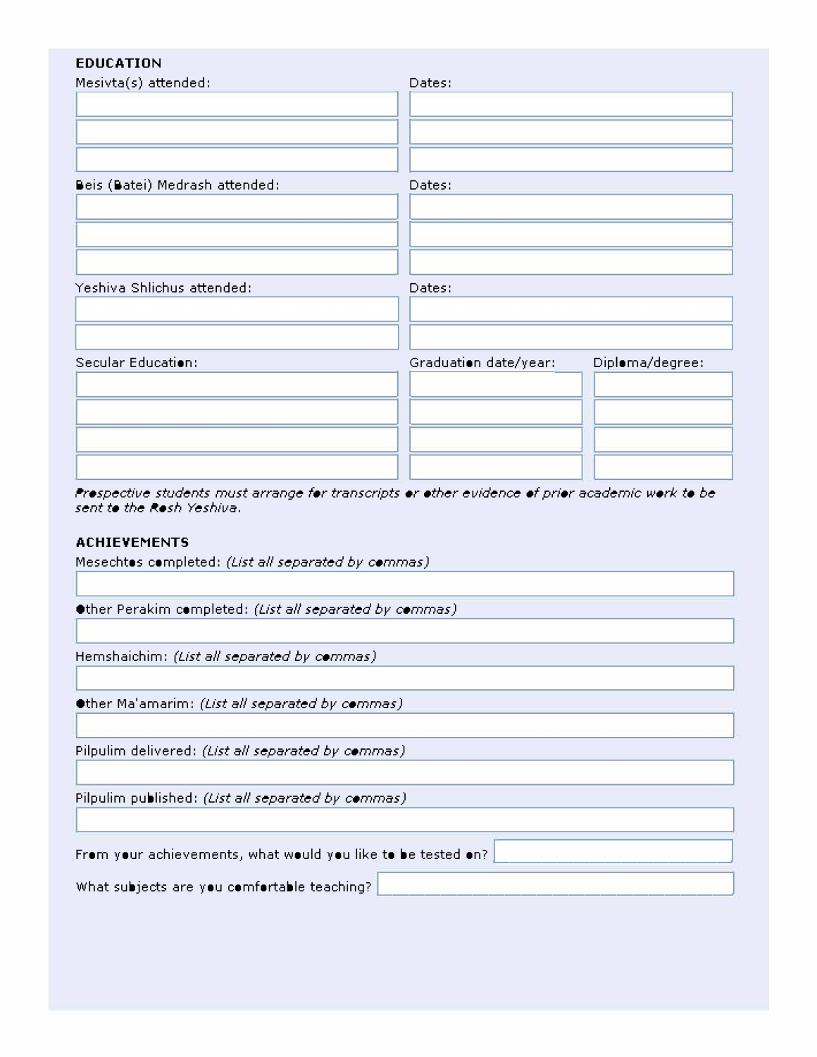## EDUCATION

| Mesivta(s) attended: | Dates: |
|---|---|
| | |
| | |
| | |

| Beis (Batei) Medrash attended: | Dates: |
|---|---|
| | |
| | |
| | |

| Yeshiva Shlichus attended: | Dates: |
|---|---|
| | |
| | |

| Secular Education: | Graduation date/year: | Diploma/degree: |
|---|---|---|
| | | |
| | | |
| | | |
| | | |

*Prospective students must arrange for transcripts or other evidence of prior academic work to be sent to the Rosh Yeshiva.*

## ACHIEVEMENTS

Mesechtos completed: *(List all separated by commas)*

Other Perakim completed: *(List all separated by commas)*

Hemshaichim: *(List all separated by commas)*

Other Ma'amarim: *(List all separated by commas)*

Pilpulim delivered: *(List all separated by commas)*

Pilpulim published: *(List all separated by commas)*

From your achievements, what would you like to be tested on?

What subjects are you comfortable teaching?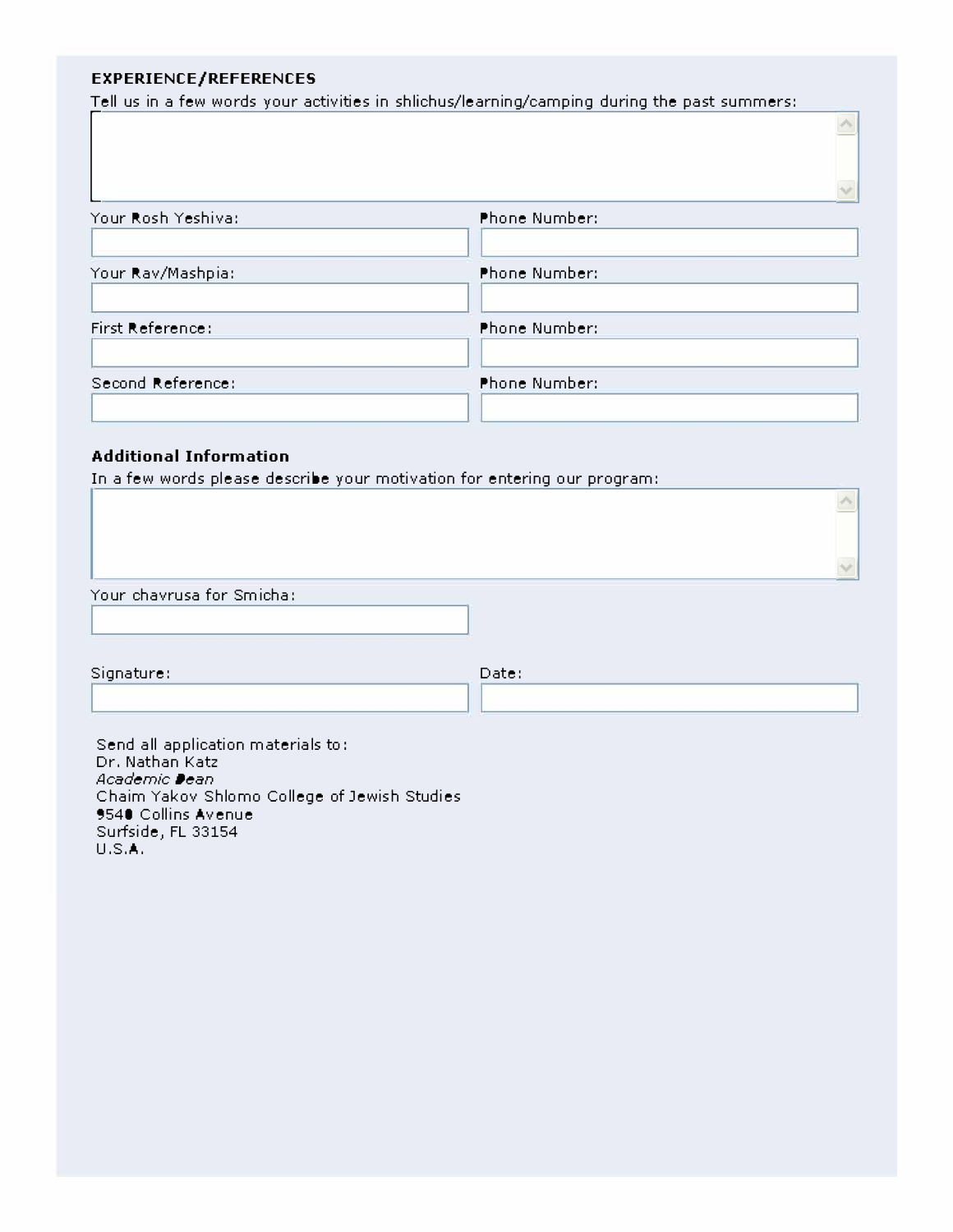**EXPERIENCE/REFERENCES**

Tell us in a few words your activities in shlichus/learning/camping during the past summers:

Your Rosh Yeshiva:

Phone Number:

Your Rav/Mashpia:

Phone Number:

First Reference:

Phone Number:

Second Reference:

Phone Number:

**Additional Information**

In a few words please describe your motivation for entering our program:

Your chavrusa for Smicha:

Signature:

Date:

Send all application materials to:
Dr. Nathan Katz
*Academic Dean*
Chaim Yakov Shlomo College of Jewish Studies
9540 Collins Avenue
Surfside, FL 33154
U.S.A.